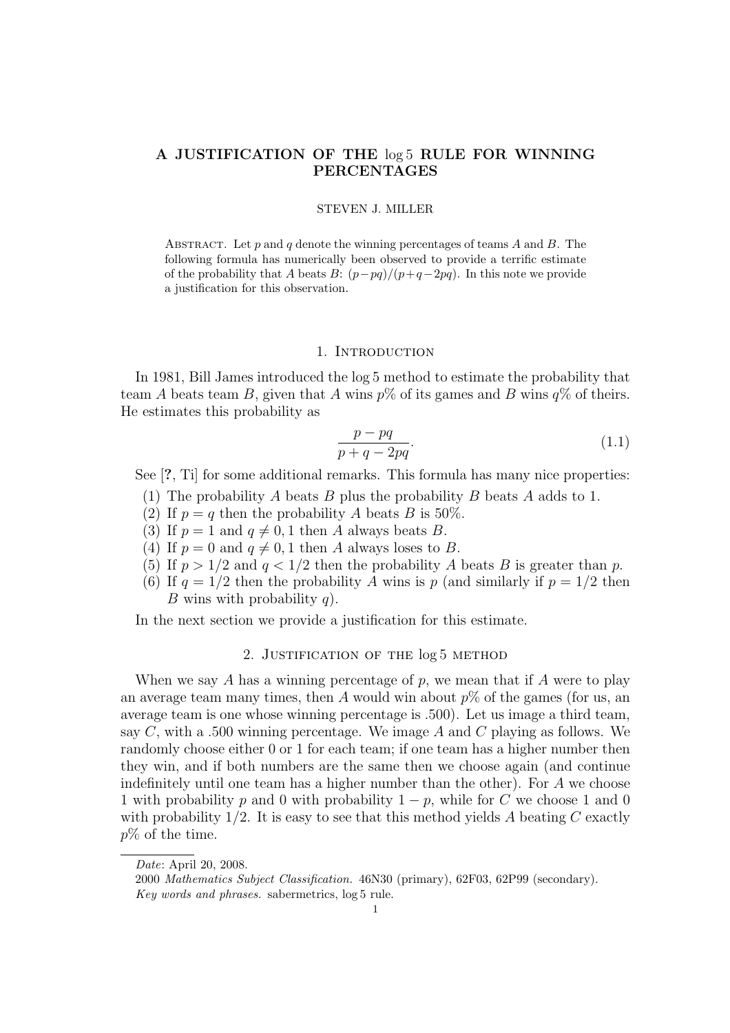# A JUSTIFICATION OF THE $\log 5$ RULE FOR WINNING PERCENTAGES

STEVEN J. MILLER

Abstract. Let $p$ and $q$ denote the winning percentages of teams $A$ and $B$. The following formula has numerically been observed to provide a terrific estimate of the probability that $A$ beats $B$: $(p-pq)/(p+q-2pq)$. In this note we provide a justification for this observation.

## 1. Introduction

In 1981, Bill James introduced the $\log 5$ method to estimate the probability that team $A$ beats team $B$, given that $A$ wins $p\%$ of its games and $B$ wins $q\%$ of theirs. He estimates this probability as

$$\frac{p-pq}{p+q-2pq}. \tag{1.1}$$

See [?, Ti] for some additional remarks. This formula has many nice properties:

1. The probability $A$ beats $B$ plus the probability $B$ beats $A$ adds to 1.
2. If $p = q$ then the probability $A$ beats $B$ is 50%.
3. If $p = 1$ and $q \neq 0, 1$ then $A$ always beats $B$.
4. If $p = 0$ and $q \neq 0, 1$ then $A$ always loses to $B$.
5. If $p > 1/2$ and $q < 1/2$ then the probability $A$ beats $B$ is greater than $p$.
6. If $q = 1/2$ then the probability $A$ wins is $p$ (and similarly if $p = 1/2$ then $B$ wins with probability $q$).

In the next section we provide a justification for this estimate.

## 2. Justification of the $\log 5$ method

When we say $A$ has a winning percentage of $p$, we mean that if $A$ were to play an average team many times, then $A$ would win about $p\%$ of the games (for us, an average team is one whose winning percentage is .500). Let us image a third team, say $C$, with a .500 winning percentage. We image $A$ and $C$ playing as follows. We randomly choose either 0 or 1 for each team; if one team has a higher number then they win, and if both numbers are the same then we choose again (and continue indefinitely until one team has a higher number than the other). For $A$ we choose 1 with probability $p$ and 0 with probability $1-p$, while for $C$ we choose 1 and 0 with probability $1/2$. It is easy to see that this method yields $A$ beating $C$ exactly $p\%$ of the time.

*Date*: April 20, 2008.

2000 *Mathematics Subject Classification.* 46N30 (primary), 62F03, 62P99 (secondary).

*Key words and phrases.* sabermetrics, $\log 5$ rule.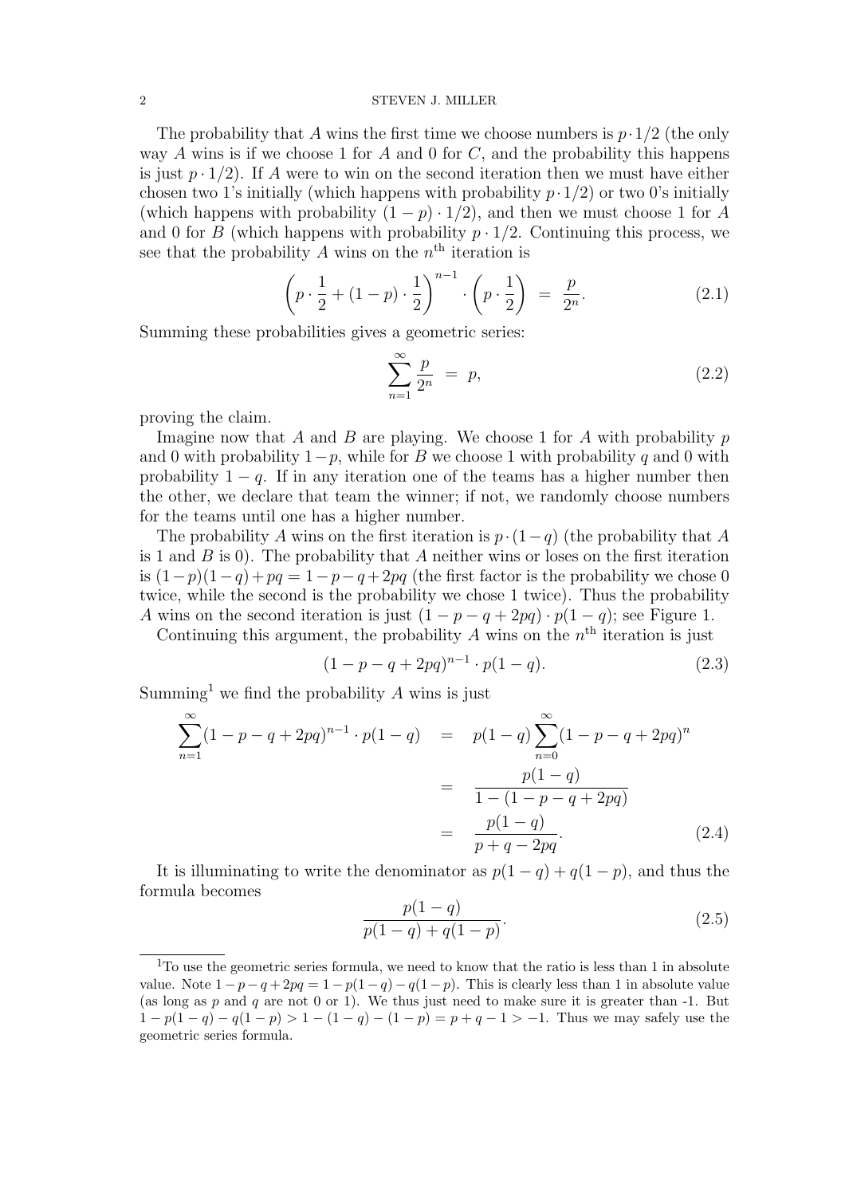The probability that $A$ wins the first time we choose numbers is $p \cdot 1/2$ (the only way $A$ wins is if we choose 1 for $A$ and 0 for $C$, and the probability this happens is just $p \cdot 1/2$). If $A$ were to win on the second iteration then we must have either chosen two 1's initially (which happens with probability $p \cdot 1/2$) or two 0's initially (which happens with probability $(1-p) \cdot 1/2$), and then we must choose 1 for $A$ and 0 for $B$ (which happens with probability $p \cdot 1/2$. Continuing this process, we see that the probability $A$ wins on the $n^{\text{th}}$ iteration is

$$\left(p \cdot \frac{1}{2} + (1-p) \cdot \frac{1}{2}\right)^{n-1} \cdot \left(p \cdot \frac{1}{2}\right) \;=\; \frac{p}{2^n}. \tag{2.1}$$

Summing these probabilities gives a geometric series:

$$\sum_{n=1}^{\infty} \frac{p}{2^n} \;=\; p, \tag{2.2}$$

proving the claim.

Imagine now that $A$ and $B$ are playing. We choose 1 for $A$ with probability $p$ and 0 with probability $1-p$, while for $B$ we choose 1 with probability $q$ and 0 with probability $1-q$. If in any iteration one of the teams has a higher number then the other, we declare that team the winner; if not, we randomly choose numbers for the teams until one has a higher number.

The probability $A$ wins on the first iteration is $p \cdot (1-q)$ (the probability that $A$ is 1 and $B$ is 0). The probability that $A$ neither wins or loses on the first iteration is $(1-p)(1-q) + pq = 1 - p - q + 2pq$ (the first factor is the probability we chose 0 twice, while the second is the probability we chose 1 twice). Thus the probability $A$ wins on the second iteration is just $(1-p-q+2pq) \cdot p(1-q)$; see Figure 1.

Continuing this argument, the probability $A$ wins on the $n^{\text{th}}$ iteration is just

$$(1-p-q+2pq)^{n-1} \cdot p(1-q). \tag{2.3}$$

Summing[1] we find the probability $A$ wins is just

$$\begin{aligned}
\sum_{n=1}^{\infty} (1-p-q+2pq)^{n-1} \cdot p(1-q) \;&=\; p(1-q) \sum_{n=0}^{\infty} (1-p-q+2pq)^n \\
&=\; \frac{p(1-q)}{1-(1-p-q+2pq)} \\
&=\; \frac{p(1-q)}{p+q-2pq}.
\end{aligned} \tag{2.4}$$

It is illuminating to write the denominator as $p(1-q) + q(1-p)$, and thus the formula becomes

$$\frac{p(1-q)}{p(1-q) + q(1-p)}. \tag{2.5}$$

[1] To use the geometric series formula, we need to know that the ratio is less than 1 in absolute value. Note $1 - p - q + 2pq = 1 - p(1-q) - q(1-p)$. This is clearly less than 1 in absolute value (as long as $p$ and $q$ are not 0 or 1). We thus just need to make sure it is greater than -1. But $1 - p(1-q) - q(1-p) > 1 - (1-q) - (1-p) = p + q - 1 > -1$. Thus we may safely use the geometric series formula.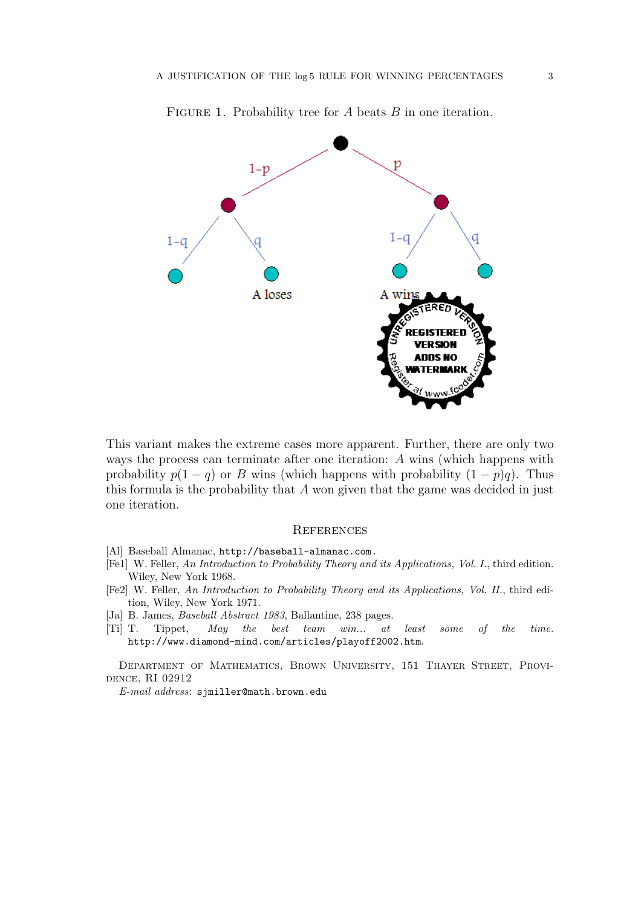FIGURE 1. Probability tree for $A$ beats $B$ in one iteration.

1-p

p

1-q

q

1-q

q

A loses

A wins

This variant makes the extreme cases more apparent. Further, there are only two ways the process can terminate after one iteration: $A$ wins (which happens with probability $p(1-q)$) or $B$ wins (which happens with probability $(1-p)q$). Thus this formula is the probability that $A$ won given that the game was decided in just one iteration.

## References

[Al] Baseball Almanac, `http://baseball-almanac.com`.

[Fe1] W. Feller, *An Introduction to Probability Theory and its Applications, Vol. I.*, third edition. Wiley, New York 1968.

[Fe2] W. Feller, *An Introduction to Probability Theory and its Applications, Vol. II.*, third edition, Wiley, New York 1971.

[Ja] B. James, *Baseball Abstract 1983*, Ballantine, 238 pages.

[Ti] T. Tippet, *May the best team win... at least some of the time.* `http://www.diamond-mind.com/articles/playoff2002.htm`.

DEPARTMENT OF MATHEMATICS, BROWN UNIVERSITY, 151 THAYER STREET, PROVIDENCE, RI 02912

*E-mail address*: `sjmiller@math.brown.edu`